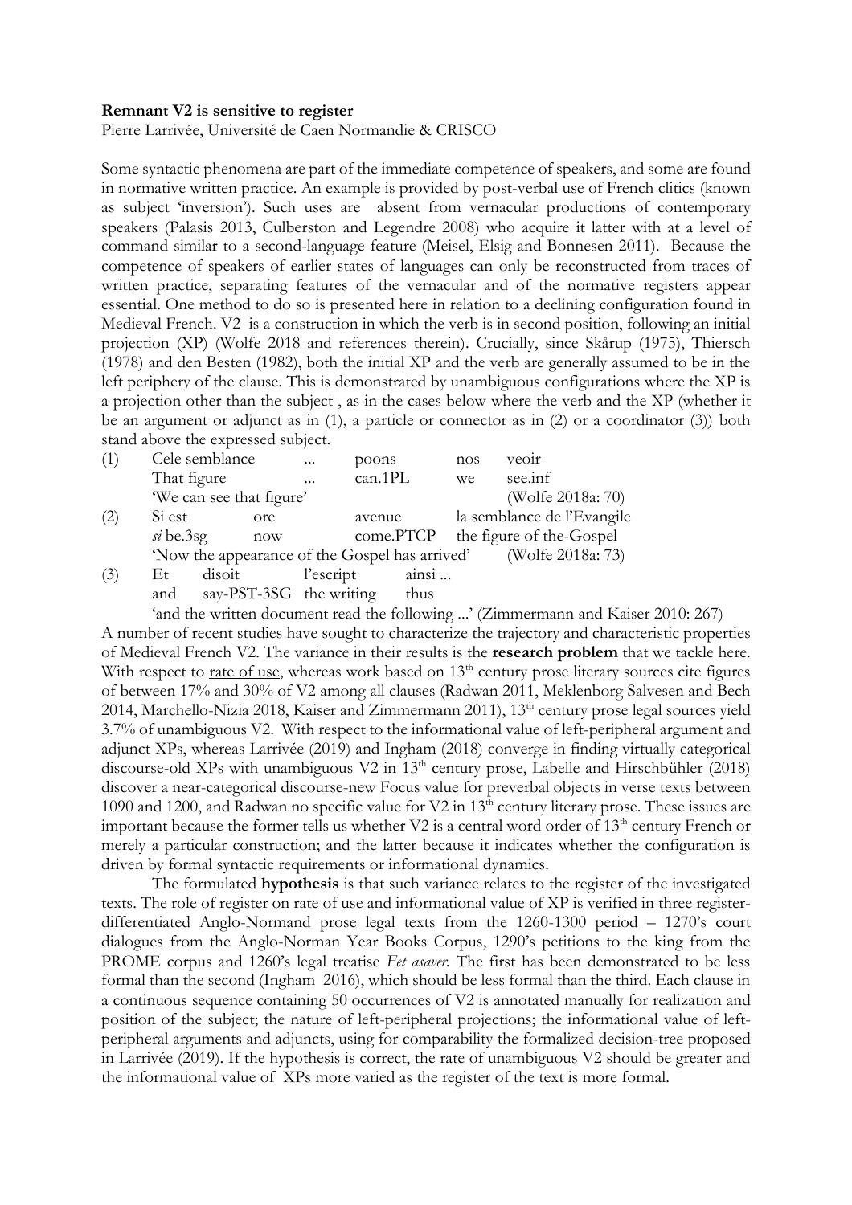**Remnant V2 is sensitive to register**

Pierre Larrivée, Université de Caen Normandie & CRISCO

Some syntactic phenomena are part of the immediate competence of speakers, and some are found in normative written practice. An example is provided by post-verbal use of French clitics (known as subject 'inversion'). Such uses are absent from vernacular productions of contemporary speakers (Palasis 2013, Culberston and Legendre 2008) who acquire it latter with at a level of command similar to a second-language feature (Meisel, Elsig and Bonnesen 2011). Because the competence of speakers of earlier states of languages can only be reconstructed from traces of written practice, separating features of the vernacular and of the normative registers appear essential. One method to do so is presented here in relation to a declining configuration found in Medieval French. V2 is a construction in which the verb is in second position, following an initial projection (XP) (Wolfe 2018 and references therein). Crucially, since Skårup (1975), Thiersch (1978) and den Besten (1982), both the initial XP and the verb are generally assumed to be in the left periphery of the clause. This is demonstrated by unambiguous configurations where the XP is a projection other than the subject , as in the cases below where the verb and the XP (whether it be an argument or adjunct as in (1), a particle or connector as in (2) or a coordinator (3)) both stand above the expressed subject.

(1) Cele semblance ... poons nos veoir
That figure ... can.1PL we see.inf
'We can see that figure' (Wolfe 2018a: 70)

(2) Si est ore avenue la semblance de l'Evangile
*si* be.3sg now come.PTCP the figure of the-Gospel
'Now the appearance of the Gospel has arrived' (Wolfe 2018a: 73)

(3) Et disoit l'escript ainsi ...
and say-PST-3SG the writing thus
'and the written document read the following ...' (Zimmermann and Kaiser 2010: 267)

A number of recent studies have sought to characterize the trajectory and characteristic properties of Medieval French V2. The variance in their results is the **research problem** that we tackle here. With respect to rate of use, whereas work based on 13[th] century prose literary sources cite figures of between 17% and 30% of V2 among all clauses (Radwan 2011, Meklenborg Salvesen and Bech 2014, Marchello-Nizia 2018, Kaiser and Zimmermann 2011), 13[th] century prose legal sources yield 3.7% of unambiguous V2. With respect to the informational value of left-peripheral argument and adjunct XPs, whereas Larrivée (2019) and Ingham (2018) converge in finding virtually categorical discourse-old XPs with unambiguous V2 in 13[th] century prose, Labelle and Hirschbühler (2018) discover a near-categorical discourse-new Focus value for preverbal objects in verse texts between 1090 and 1200, and Radwan no specific value for V2 in 13[th] century literary prose. These issues are important because the former tells us whether V2 is a central word order of 13[th] century French or merely a particular construction; and the latter because it indicates whether the configuration is driven by formal syntactic requirements or informational dynamics.

The formulated **hypothesis** is that such variance relates to the register of the investigated texts. The role of register on rate of use and informational value of XP is verified in three register-differentiated Anglo-Normand prose legal texts from the 1260-1300 period – 1270's court dialogues from the Anglo-Norman Year Books Corpus, 1290's petitions to the king from the PROME corpus and 1260's legal treatise *Fet asaver*. The first has been demonstrated to be less formal than the second (Ingham 2016), which should be less formal than the third. Each clause in a continuous sequence containing 50 occurrences of V2 is annotated manually for realization and position of the subject; the nature of left-peripheral projections; the informational value of left-peripheral arguments and adjuncts, using for comparability the formalized decision-tree proposed in Larrivée (2019). If the hypothesis is correct, the rate of unambiguous V2 should be greater and the informational value of XPs more varied as the register of the text is more formal.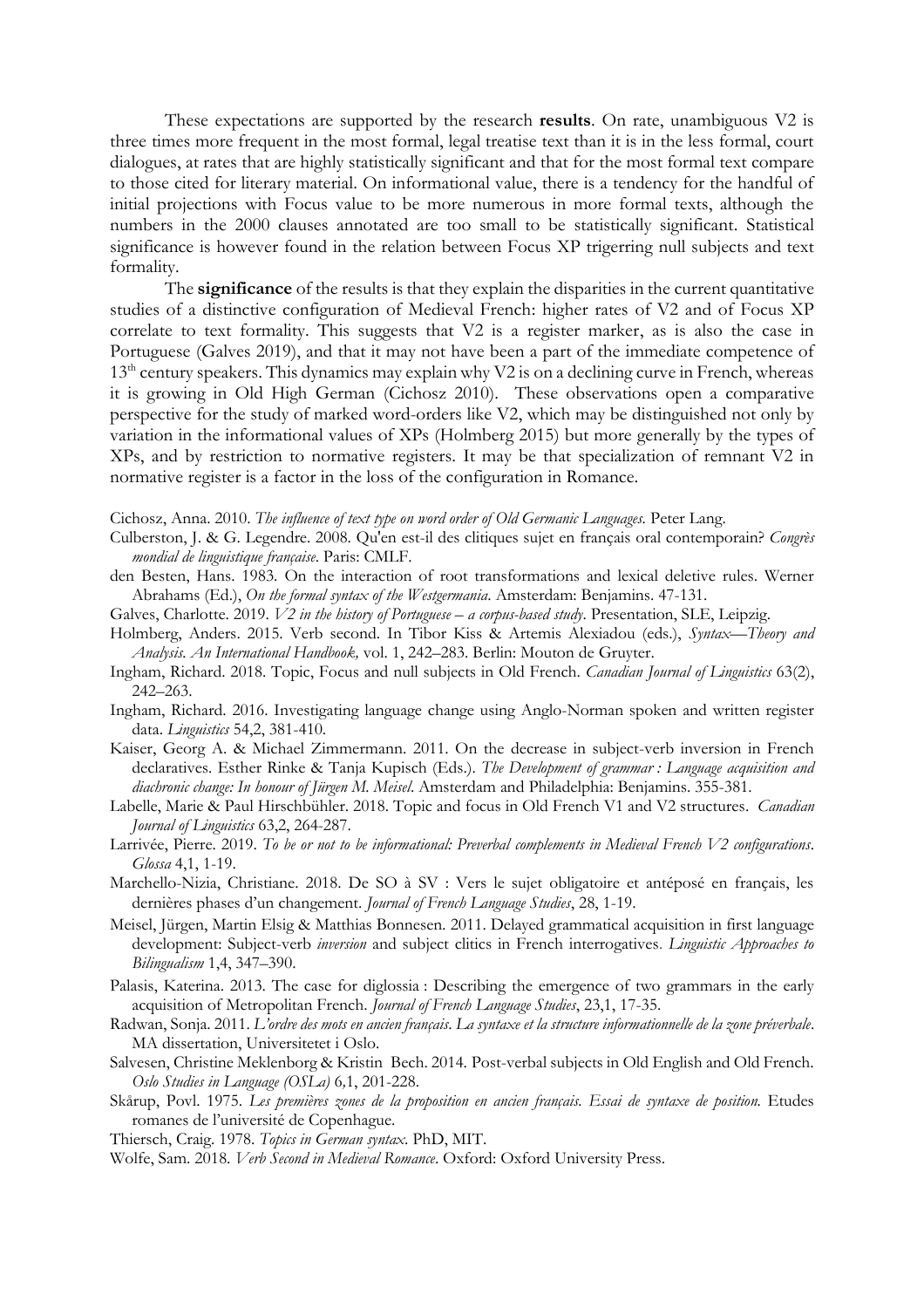These expectations are supported by the research **results**. On rate, unambiguous V2 is three times more frequent in the most formal, legal treatise text than it is in the less formal, court dialogues, at rates that are highly statistically significant and that for the most formal text compare to those cited for literary material. On informational value, there is a tendency for the handful of initial projections with Focus value to be more numerous in more formal texts, although the numbers in the 2000 clauses annotated are too small to be statistically significant. Statistical significance is however found in the relation between Focus XP trigerring null subjects and text formality.

The **significance** of the results is that they explain the disparities in the current quantitative studies of a distinctive configuration of Medieval French: higher rates of V2 and of Focus XP correlate to text formality. This suggests that V2 is a register marker, as is also the case in Portuguese (Galves 2019), and that it may not have been a part of the immediate competence of 13th century speakers. This dynamics may explain why V2 is on a declining curve in French, whereas it is growing in Old High German (Cichosz 2010). These observations open a comparative perspective for the study of marked word-orders like V2, which may be distinguished not only by variation in the informational values of XPs (Holmberg 2015) but more generally by the types of XPs, and by restriction to normative registers. It may be that specialization of remnant V2 in normative register is a factor in the loss of the configuration in Romance.

Cichosz, Anna. 2010. *The influence of text type on word order of Old Germanic Languages*. Peter Lang.

Culberston, J. & G. Legendre. 2008. Qu'en est-il des clitiques sujet en français oral contemporain? *Congrès mondial de linguistique française*. Paris: CMLF.

den Besten, Hans. 1983. On the interaction of root transformations and lexical deletive rules. Werner Abrahams (Ed.), *On the formal syntax of the Westgermania*. Amsterdam: Benjamins. 47-131.

Galves, Charlotte. 2019. *V2 in the history of Portuguese – a corpus-based study*. Presentation, SLE, Leipzig.

Holmberg, Anders. 2015. Verb second. In Tibor Kiss & Artemis Alexiadou (eds.), *Syntax—Theory and Analysis. An International Handbook,* vol. 1, 242–283. Berlin: Mouton de Gruyter.

Ingham, Richard. 2018. Topic, Focus and null subjects in Old French. *Canadian Journal of Linguistics* 63(2), 242–263.

Ingham, Richard. 2016. Investigating language change using Anglo-Norman spoken and written register data. *Linguistics* 54,2, 381-410.

Kaiser, Georg A. & Michael Zimmermann. 2011. On the decrease in subject-verb inversion in French declaratives. Esther Rinke & Tanja Kupisch (Eds.). *The Development of grammar : Language acquisition and diachronic change: In honour of Jürgen M. Meisel*. Amsterdam and Philadelphia: Benjamins. 355-381.

Labelle, Marie & Paul Hirschbühler. 2018. Topic and focus in Old French V1 and V2 structures. *Canadian Journal of Linguistics* 63,2, 264-287.

Larrivée, Pierre. 2019. *To be or not to be informational: Preverbal complements in Medieval French V2 configurations*. *Glossa* 4,1, 1-19.

Marchello-Nizia, Christiane. 2018. De SO à SV : Vers le sujet obligatoire et antéposé en français, les dernières phases d'un changement. *Journal of French Language Studies*, 28, 1-19.

Meisel, Jürgen, Martin Elsig & Matthias Bonnesen. 2011. Delayed grammatical acquisition in first language development: Subject-verb *inversion* and subject clitics in French interrogatives. *Linguistic Approaches to Bilingualism* 1,4, 347–390.

Palasis, Katerina. 2013. The case for diglossia : Describing the emergence of two grammars in the early acquisition of Metropolitan French. *Journal of French Language Studies*, 23,1, 17-35.

Radwan, Sonja. 2011. *L'ordre des mots en ancien français. La syntaxe et la structure informationnelle de la zone préverbale*. MA dissertation, Universitetet i Oslo.

Salvesen, Christine Meklenborg & Kristin Bech. 2014. Post-verbal subjects in Old English and Old French. *Oslo Studies in Language (OSLa)* 6,1, 201-228.

Skårup, Povl. 1975. *Les premières zones de la proposition en ancien français. Essai de syntaxe de position.* Etudes romanes de l'université de Copenhague.

Thiersch, Craig. 1978. *Topics in German syntax*. PhD, MIT.

Wolfe, Sam. 2018. *Verb Second in Medieval Romance*. Oxford: Oxford University Press.